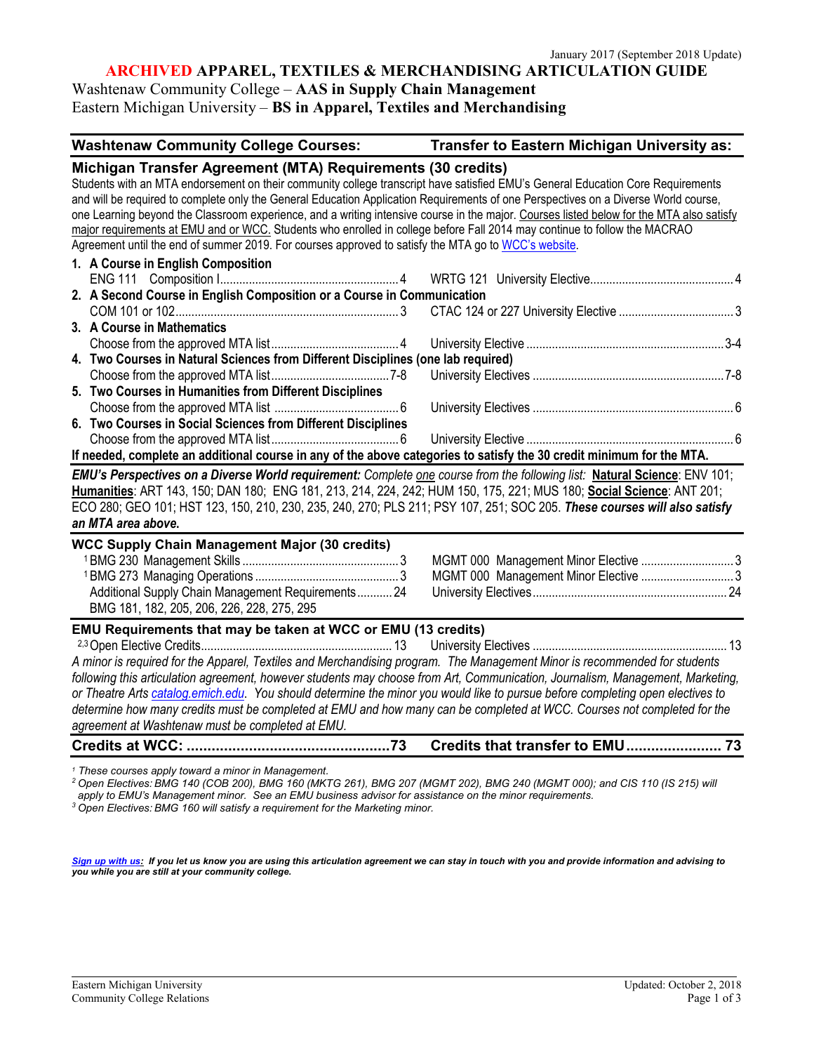January 2017 (September 2018 Update)

# ARCHIVED APPAREL, TEXTILES & MERCHANDISING ARTICULATION GUIDE

Washtenaw Community College – **AAS in Supply Chain Management**
Eastern Michigan University – **BS in Apparel, Textiles and Merchandising**

| Washtenaw Community College Courses: | | Transfer to Eastern Michigan University as: | |
|---|---|---|---|

## Michigan Transfer Agreement (MTA) Requirements (30 credits)

Students with an MTA endorsement on their community college transcript have satisfied EMU's General Education Core Requirements and will be required to complete only the General Education Application Requirements of one Perspectives on a Diverse World course, one Learning beyond the Classroom experience, and a writing intensive course in the major. Courses listed below for the MTA also satisfy major requirements at EMU and or WCC. Students who enrolled in college before Fall 2014 may continue to follow the MACRAO Agreement until the end of summer 2019. For courses approved to satisfy the MTA go to WCC's website.

| WCC Course | Credits | EMU Course | Credits |
|---|---|---|---|
| **1. A Course in English Composition** | | | |
| ENG 111 Composition I | 4 | WRTG 121 University Elective | 4 |
| **2. A Second Course in English Composition or a Course in Communication** | | | |
| COM 101 or 102 | 3 | CTAC 124 or 227 University Elective | 3 |
| **3. A Course in Mathematics** | | | |
| Choose from the approved MTA list | 4 | University Elective | 3-4 |
| **4. Two Courses in Natural Sciences from Different Disciplines (one lab required)** | | | |
| Choose from the approved MTA list | 7-8 | University Electives | 7-8 |
| **5. Two Courses in Humanities from Different Disciplines** | | | |
| Choose from the approved MTA list | 6 | University Electives | 6 |
| **6. Two Courses in Social Sciences from Different Disciplines** | | | |
| Choose from the approved MTA list | 6 | University Elective | 6 |

**If needed, complete an additional course in any of the above categories to satisfy the 30 credit minimum for the MTA.**

***EMU's Perspectives on a Diverse World requirement:*** *Complete one course from the following list:* **Natural Science**: ENV 101; **Humanities**: ART 143, 150; DAN 180; ENG 181, 213, 214, 224, 242; HUM 150, 175, 221; MUS 180; **Social Science**: ANT 201; ECO 280; GEO 101; HST 123, 150, 210, 230, 235, 240, 270; PLS 211; PSY 107, 251; SOC 205. ***These courses will also satisfy an MTA area above.***

## WCC Supply Chain Management Major (30 credits)

| WCC Course | Credits | EMU Course | Credits |
|---|---|---|---|
| [1] BMG 230 Management Skills | 3 | MGMT 000 Management Minor Elective | 3 |
| [1] BMG 273 Managing Operations | 3 | MGMT 000 Management Minor Elective | 3 |
| Additional Supply Chain Management Requirements<br>BMG 181, 182, 205, 206, 226, 228, 275, 295 | 24 | University Electives | 24 |

## EMU Requirements that may be taken at WCC or EMU (13 credits)

| WCC Course | Credits | EMU Course | Credits |
|---|---|---|---|
| [2,3] Open Elective Credits | 13 | University Electives | 13 |

*A minor is required for the Apparel, Textiles and Merchandising program. The Management Minor is recommended for students following this articulation agreement, however students may choose from Art, Communication, Journalism, Management, Marketing, or Theatre Arts catalog.emich.edu. You should determine the minor you would like to pursue before completing open electives to determine how many credits must be completed at EMU and how many can be completed at WCC. Courses not completed for the agreement at Washtenaw must be completed at EMU.*

| **Credits at WCC:** | **73** | **Credits that transfer to EMU** | **73** |
|---|---|---|---|

*[1] These courses apply toward a minor in Management.*
*[2] Open Electives: BMG 140 (COB 200), BMG 160 (MKTG 261), BMG 207 (MGMT 202), BMG 240 (MGMT 000); and CIS 110 (IS 215) will apply to EMU's Management minor. See an EMU business advisor for assistance on the minor requirements.*
*[3] Open Electives: BMG 160 will satisfy a requirement for the Marketing minor.*

***Sign up with us:** If you let us know you are using this articulation agreement we can stay in touch with you and provide information and advising to you while you are still at your community college.*

Eastern Michigan University
Community College Relations

Updated: October 2, 2018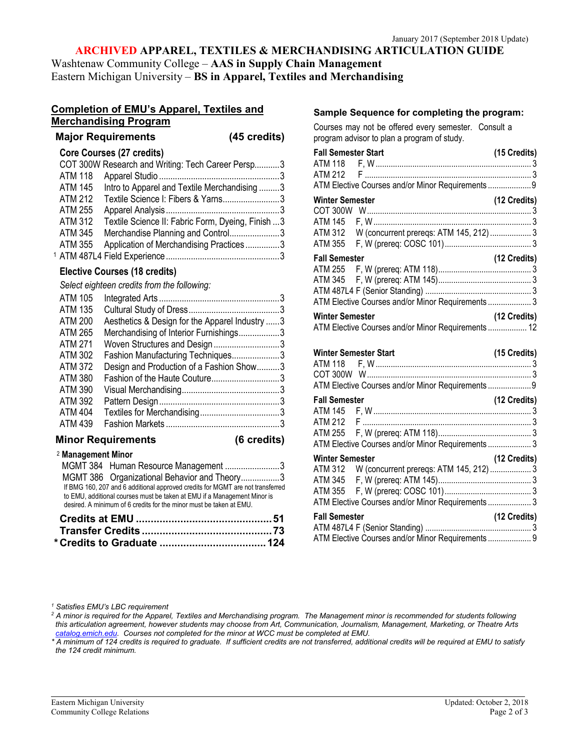January 2017 (September 2018 Update)

# ARCHIVED APPAREL, TEXTILES & MERCHANDISING ARTICULATION GUIDE

Washtenaw Community College – **AAS in Supply Chain Management**
Eastern Michigan University – **BS in Apparel, Textiles and Merchandising**

## Completion of EMU's Apparel, Textiles and Merchandising Program

### Major Requirements (45 credits)

#### Core Courses (27 credits)

| Course | Title | Credits |
|---|---|---|
| COT 300W | Research and Writing: Tech Career Persp. | 3 |
| ATM 118 | Apparel Studio | 3 |
| ATM 145 | Intro to Apparel and Textile Merchandising | 3 |
| ATM 212 | Textile Science I: Fibers & Yarns | 3 |
| ATM 255 | Apparel Analysis | 3 |
| ATM 312 | Textile Science II: Fabric Form, Dyeing, Finish | 3 |
| ATM 345 | Merchandise Planning and Control | 3 |
| ATM 355 | Application of Merchandising Practices | 3 |
| [1] ATM 487L4 | Field Experience | 3 |

#### Elective Courses (18 credits)

*Select eighteen credits from the following:*

| Course | Title | Credits |
|---|---|---|
| ATM 105 | Integrated Arts | 3 |
| ATM 135 | Cultural Study of Dress | 3 |
| ATM 200 | Aesthetics & Design for the Apparel Industry | 3 |
| ATM 265 | Merchandising of Interior Furnishings | 3 |
| ATM 271 | Woven Structures and Design | 3 |
| ATM 302 | Fashion Manufacturing Techniques | 3 |
| ATM 372 | Design and Production of a Fashion Show | 3 |
| ATM 380 | Fashion of the Haute Couture | 3 |
| ATM 390 | Visual Merchandising | 3 |
| ATM 392 | Pattern Design | 3 |
| ATM 404 | Textiles for Merchandising | 3 |
| ATM 439 | Fashion Markets | 3 |

### Minor Requirements (6 credits)

[2] **Management Minor**

| Course | Title | Credits |
|---|---|---|
| MGMT 384 | Human Resource Management | 3 |
| MGMT 386 | Organizational Behavior and Theory | 3 |

If BMG 160, 207 and 6 additional approved credits for MGMT are not transferred to EMU, additional courses must be taken at EMU if a Management Minor is desired. A minimum of 6 credits for the minor must be taken at EMU.

| | |
|---|---|
| **Credits at EMU** | **51** |
| **Transfer Credits** | **73** |
| ***Credits to Graduate** | **124** |

## Sample Sequence for completing the program:

Courses may not be offered every semester. Consult a program advisor to plan a program of study.

**Fall Semester Start**

| Fall Semester (15 Credits) | | |
|---|---|---|
| ATM 118 | F, W | 3 |
| ATM 212 | F | 3 |
| ATM Elective Courses and/or Minor Requirements | | 9 |

| Winter Semester (12 Credits) | | |
|---|---|---|
| COT 300W | W | 3 |
| ATM 145 | F, W | 3 |
| ATM 312 | W (concurrent prereqs: ATM 145, 212) | 3 |
| ATM 355 | F, W (prereq: COSC 101) | 3 |

| Fall Semester (12 Credits) | | |
|---|---|---|
| ATM 255 | F, W (prereq: ATM 118) | 3 |
| ATM 345 | F, W (prereq: ATM 145) | 3 |
| ATM 487L4 | F (Senior Standing) | 3 |
| ATM Elective Courses and/or Minor Requirements | | 3 |

| Winter Semester (12 Credits) | | |
|---|---|---|
| ATM Elective Courses and/or Minor Requirements | | 12 |

**Winter Semester Start**

| Winter Semester (15 Credits) | | |
|---|---|---|
| ATM 118 | F, W | 3 |
| COT 300W | W | 3 |
| ATM Elective Courses and/or Minor Requirements | | 9 |

| Fall Semester (12 Credits) | | |
|---|---|---|
| ATM 145 | F, W | 3 |
| ATM 212 | F | 3 |
| ATM 255 | F, W (prereq: ATM 118) | 3 |
| ATM Elective Courses and/or Minor Requirements | | 3 |

| Winter Semester (12 Credits) | | |
|---|---|---|
| ATM 312 | W (concurrent prereqs: ATM 145, 212) | 3 |
| ATM 345 | F, W (prereq: ATM 145) | 3 |
| ATM 355 | F, W (prereq: COSC 101) | 3 |
| ATM Elective Courses and/or Minor Requirements | | 3 |

| Fall Semester (12 Credits) | | |
|---|---|---|
| ATM 487L4 | F (Senior Standing) | 3 |
| ATM Elective Courses and/or Minor Requirements | | 9 |

---

*[1] Satisfies EMU's LBC requirement*

*[2] A minor is required for the Apparel, Textiles and Merchandising program. The Management minor is recommended for students following this articulation agreement, however students may choose from Art, Communication, Journalism, Management, Marketing, or Theatre Arts catalog.emich.edu. Courses not completed for the minor at WCC must be completed at EMU.*

*\* A minimum of 124 credits is required to graduate. If sufficient credits are not transferred, additional credits will be required at EMU to satisfy the 124 credit minimum.*

Eastern Michigan University
Community College Relations

Updated: October 2, 2018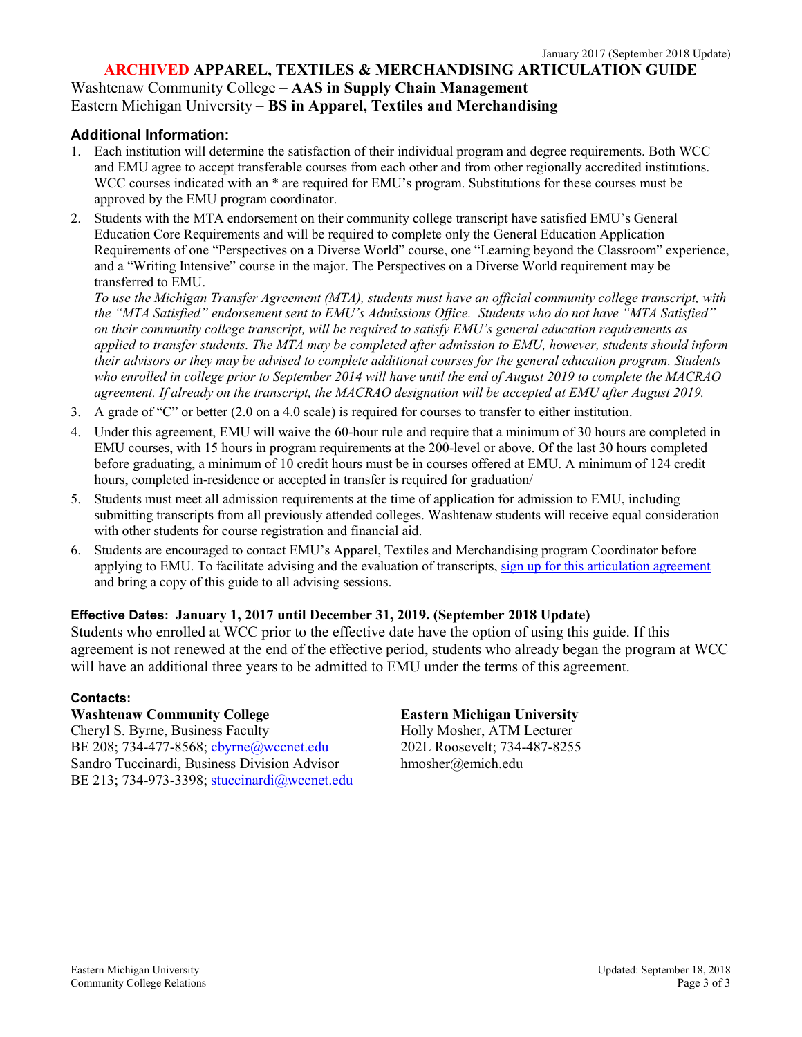January 2017 (September 2018 Update)

# ARCHIVED APPAREL, TEXTILES & MERCHANDISING ARTICULATION GUIDE

Washtenaw Community College – **AAS in Supply Chain Management**
Eastern Michigan University – **BS in Apparel, Textiles and Merchandising**

### Additional Information:

1. Each institution will determine the satisfaction of their individual program and degree requirements. Both WCC and EMU agree to accept transferable courses from each other and from other regionally accredited institutions. WCC courses indicated with an * are required for EMU's program. Substitutions for these courses must be approved by the EMU program coordinator.
2. Students with the MTA endorsement on their community college transcript have satisfied EMU's General Education Core Requirements and will be required to complete only the General Education Application Requirements of one "Perspectives on a Diverse World" course, one "Learning beyond the Classroom" experience, and a "Writing Intensive" course in the major. The Perspectives on a Diverse World requirement may be transferred to EMU.
   *To use the Michigan Transfer Agreement (MTA), students must have an official community college transcript, with the "MTA Satisfied" endorsement sent to EMU's Admissions Office. Students who do not have "MTA Satisfied" on their community college transcript, will be required to satisfy EMU's general education requirements as applied to transfer students. The MTA may be completed after admission to EMU, however, students should inform their advisors or they may be advised to complete additional courses for the general education program. Students who enrolled in college prior to September 2014 will have until the end of August 2019 to complete the MACRAO agreement. If already on the transcript, the MACRAO designation will be accepted at EMU after August 2019.*
3. A grade of "C" or better (2.0 on a 4.0 scale) is required for courses to transfer to either institution.
4. Under this agreement, EMU will waive the 60-hour rule and require that a minimum of 30 hours are completed in EMU courses, with 15 hours in program requirements at the 200-level or above. Of the last 30 hours completed before graduating, a minimum of 10 credit hours must be in courses offered at EMU. A minimum of 124 credit hours, completed in-residence or accepted in transfer is required for graduation/
5. Students must meet all admission requirements at the time of application for admission to EMU, including submitting transcripts from all previously attended colleges. Washtenaw students will receive equal consideration with other students for course registration and financial aid.
6. Students are encouraged to contact EMU's Apparel, Textiles and Merchandising program Coordinator before applying to EMU. To facilitate advising and the evaluation of transcripts, sign up for this articulation agreement and bring a copy of this guide to all advising sessions.

**Effective Dates: January 1, 2017 until December 31, 2019. (September 2018 Update)**

Students who enrolled at WCC prior to the effective date have the option of using this guide. If this agreement is not renewed at the end of the effective period, students who already began the program at WCC will have an additional three years to be admitted to EMU under the terms of this agreement.

**Contacts:**

**Washtenaw Community College**
Cheryl S. Byrne, Business Faculty
BE 208; 734-477-8568; cbyrne@wccnet.edu
Sandro Tuccinardi, Business Division Advisor
BE 213; 734-973-3398; stuccinardi@wccnet.edu

**Eastern Michigan University**
Holly Mosher, ATM Lecturer
202L Roosevelt; 734-487-8255
hmosher@emich.edu

Eastern Michigan University
Community College Relations

Updated: September 18, 2018